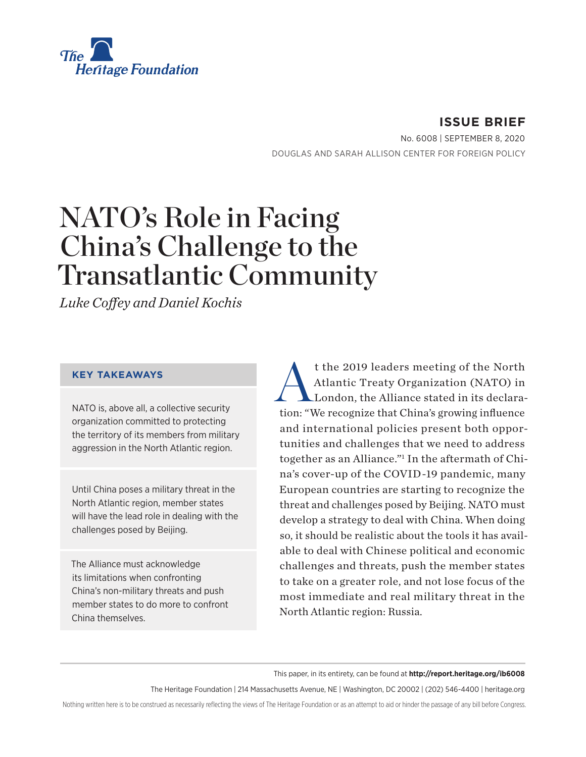The Heritage Foundation

## ISSUE BRIEF

No. 6008 | SEPTEMBER 8, 2020

DOUGLAS AND SARAH ALLISON CENTER FOR FOREIGN POLICY

# NATO's Role in Facing China's Challenge to the Transatlantic Community

*Luke Coffey and Daniel Kochis*

### KEY TAKEAWAYS

NATO is, above all, a collective security organization committed to protecting the territory of its members from military aggression in the North Atlantic region.

Until China poses a military threat in the North Atlantic region, member states will have the lead role in dealing with the challenges posed by Beijing.

The Alliance must acknowledge its limitations when confronting China's non-military threats and push member states to do more to confront China themselves.

At the 2019 leaders meeting of the North Atlantic Treaty Organization (NATO) in London, the Alliance stated in its declaration: "We recognize that China's growing influence and international policies present both opportunities and challenges that we need to address together as an Alliance."[1] In the aftermath of China's cover-up of the COVID-19 pandemic, many European countries are starting to recognize the threat and challenges posed by Beijing. NATO must develop a strategy to deal with China. When doing so, it should be realistic about the tools it has available to deal with Chinese political and economic challenges and threats, push the member states to take on a greater role, and not lose focus of the most immediate and real military threat in the North Atlantic region: Russia.

This paper, in its entirety, can be found at **http://report.heritage.org/ib6008**

The Heritage Foundation | 214 Massachusetts Avenue, NE | Washington, DC 20002 | (202) 546-4400 | heritage.org

Nothing written here is to be construed as necessarily reflecting the views of The Heritage Foundation or as an attempt to aid or hinder the passage of any bill before Congress.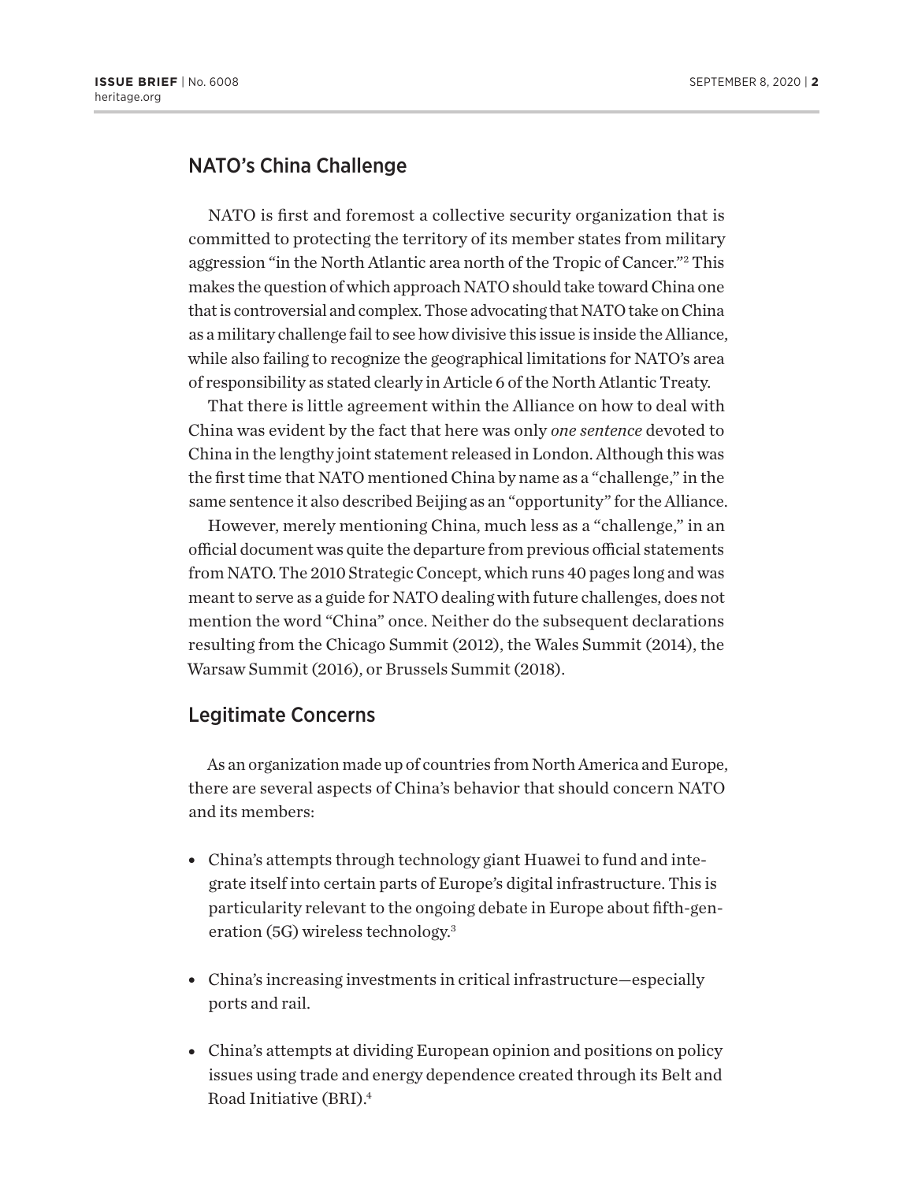## NATO's China Challenge

NATO is first and foremost a collective security organization that is committed to protecting the territory of its member states from military aggression "in the North Atlantic area north of the Tropic of Cancer."[2] This makes the question of which approach NATO should take toward China one that is controversial and complex. Those advocating that NATO take on China as a military challenge fail to see how divisive this issue is inside the Alliance, while also failing to recognize the geographical limitations for NATO's area of responsibility as stated clearly in Article 6 of the North Atlantic Treaty.

That there is little agreement within the Alliance on how to deal with China was evident by the fact that here was only *one sentence* devoted to China in the lengthy joint statement released in London. Although this was the first time that NATO mentioned China by name as a "challenge," in the same sentence it also described Beijing as an "opportunity" for the Alliance.

However, merely mentioning China, much less as a "challenge," in an official document was quite the departure from previous official statements from NATO. The 2010 Strategic Concept, which runs 40 pages long and was meant to serve as a guide for NATO dealing with future challenges, does not mention the word "China" once. Neither do the subsequent declarations resulting from the Chicago Summit (2012), the Wales Summit (2014), the Warsaw Summit (2016), or Brussels Summit (2018).

## Legitimate Concerns

As an organization made up of countries from North America and Europe, there are several aspects of China's behavior that should concern NATO and its members:

- China's attempts through technology giant Huawei to fund and integrate itself into certain parts of Europe's digital infrastructure. This is particularity relevant to the ongoing debate in Europe about fifth-generation (5G) wireless technology.[3]

- China's increasing investments in critical infrastructure—especially ports and rail.

- China's attempts at dividing European opinion and positions on policy issues using trade and energy dependence created through its Belt and Road Initiative (BRI).[4]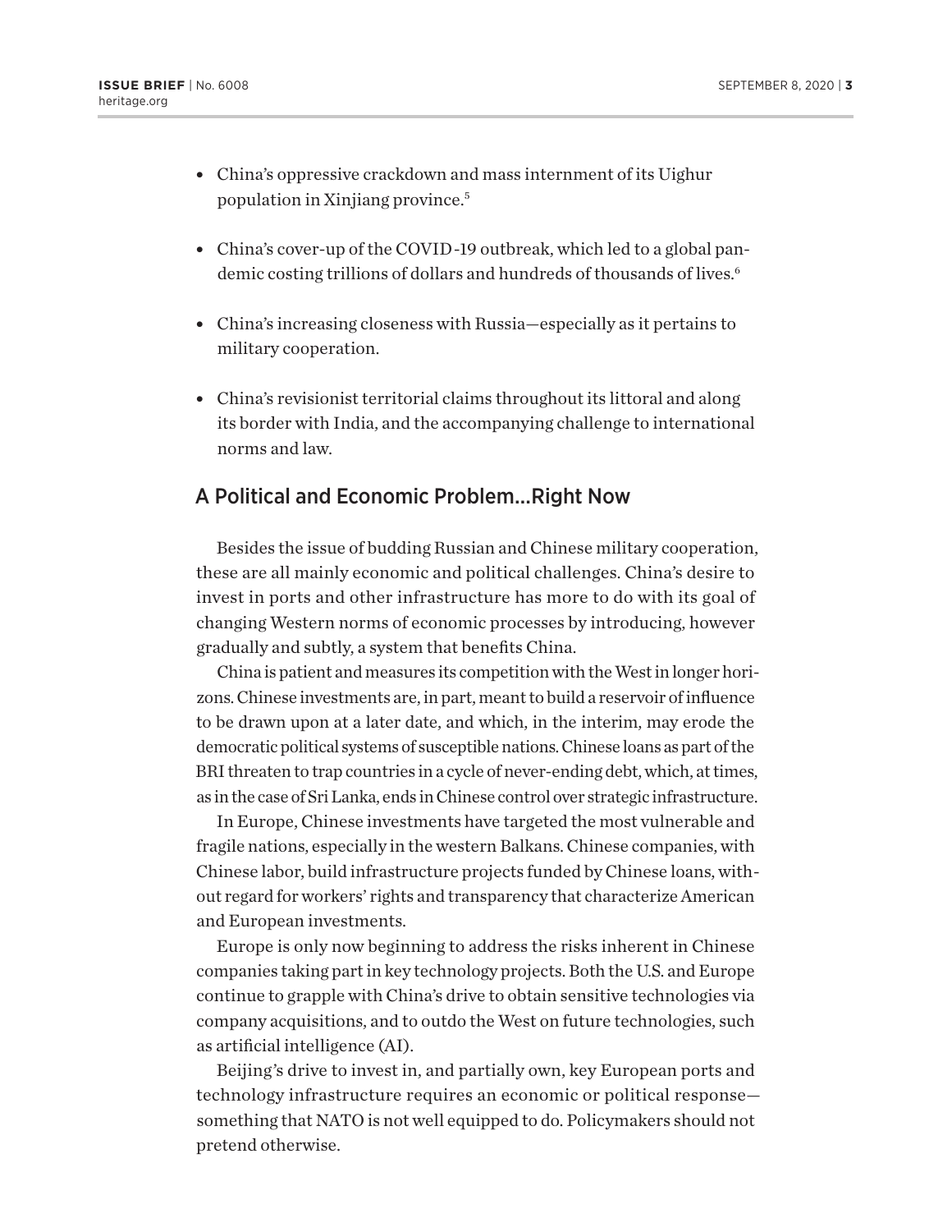- China's oppressive crackdown and mass internment of its Uighur population in Xinjiang province.[5]
- China's cover-up of the COVID-19 outbreak, which led to a global pandemic costing trillions of dollars and hundreds of thousands of lives.[6]
- China's increasing closeness with Russia—especially as it pertains to military cooperation.
- China's revisionist territorial claims throughout its littoral and along its border with India, and the accompanying challenge to international norms and law.

## A Political and Economic Problem...Right Now

Besides the issue of budding Russian and Chinese military cooperation, these are all mainly economic and political challenges. China's desire to invest in ports and other infrastructure has more to do with its goal of changing Western norms of economic processes by introducing, however gradually and subtly, a system that benefits China.

China is patient and measures its competition with the West in longer horizons. Chinese investments are, in part, meant to build a reservoir of influence to be drawn upon at a later date, and which, in the interim, may erode the democratic political systems of susceptible nations. Chinese loans as part of the BRI threaten to trap countries in a cycle of never-ending debt, which, at times, as in the case of Sri Lanka, ends in Chinese control over strategic infrastructure.

In Europe, Chinese investments have targeted the most vulnerable and fragile nations, especially in the western Balkans. Chinese companies, with Chinese labor, build infrastructure projects funded by Chinese loans, without regard for workers' rights and transparency that characterize American and European investments.

Europe is only now beginning to address the risks inherent in Chinese companies taking part in key technology projects. Both the U.S. and Europe continue to grapple with China's drive to obtain sensitive technologies via company acquisitions, and to outdo the West on future technologies, such as artificial intelligence (AI).

Beijing's drive to invest in, and partially own, key European ports and technology infrastructure requires an economic or political response—something that NATO is not well equipped to do. Policymakers should not pretend otherwise.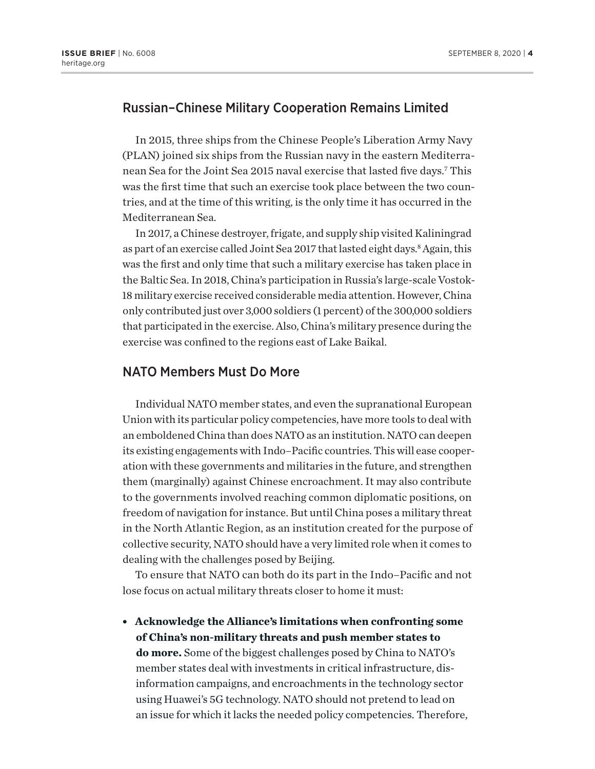## Russian–Chinese Military Cooperation Remains Limited

In 2015, three ships from the Chinese People's Liberation Army Navy (PLAN) joined six ships from the Russian navy in the eastern Mediterranean Sea for the Joint Sea 2015 naval exercise that lasted five days.[7] This was the first time that such an exercise took place between the two countries, and at the time of this writing, is the only time it has occurred in the Mediterranean Sea.

In 2017, a Chinese destroyer, frigate, and supply ship visited Kaliningrad as part of an exercise called Joint Sea 2017 that lasted eight days.[8] Again, this was the first and only time that such a military exercise has taken place in the Baltic Sea. In 2018, China's participation in Russia's large-scale Vostok-18 military exercise received considerable media attention. However, China only contributed just over 3,000 soldiers (1 percent) of the 300,000 soldiers that participated in the exercise. Also, China's military presence during the exercise was confined to the regions east of Lake Baikal.

## NATO Members Must Do More

Individual NATO member states, and even the supranational European Union with its particular policy competencies, have more tools to deal with an emboldened China than does NATO as an institution. NATO can deepen its existing engagements with Indo–Pacific countries. This will ease cooperation with these governments and militaries in the future, and strengthen them (marginally) against Chinese encroachment. It may also contribute to the governments involved reaching common diplomatic positions, on freedom of navigation for instance. But until China poses a military threat in the North Atlantic Region, as an institution created for the purpose of collective security, NATO should have a very limited role when it comes to dealing with the challenges posed by Beijing.

To ensure that NATO can both do its part in the Indo–Pacific and not lose focus on actual military threats closer to home it must:

- **Acknowledge the Alliance's limitations when confronting some of China's non-military threats and push member states to do more.** Some of the biggest challenges posed by China to NATO's member states deal with investments in critical infrastructure, disinformation campaigns, and encroachments in the technology sector using Huawei's 5G technology. NATO should not pretend to lead on an issue for which it lacks the needed policy competencies. Therefore,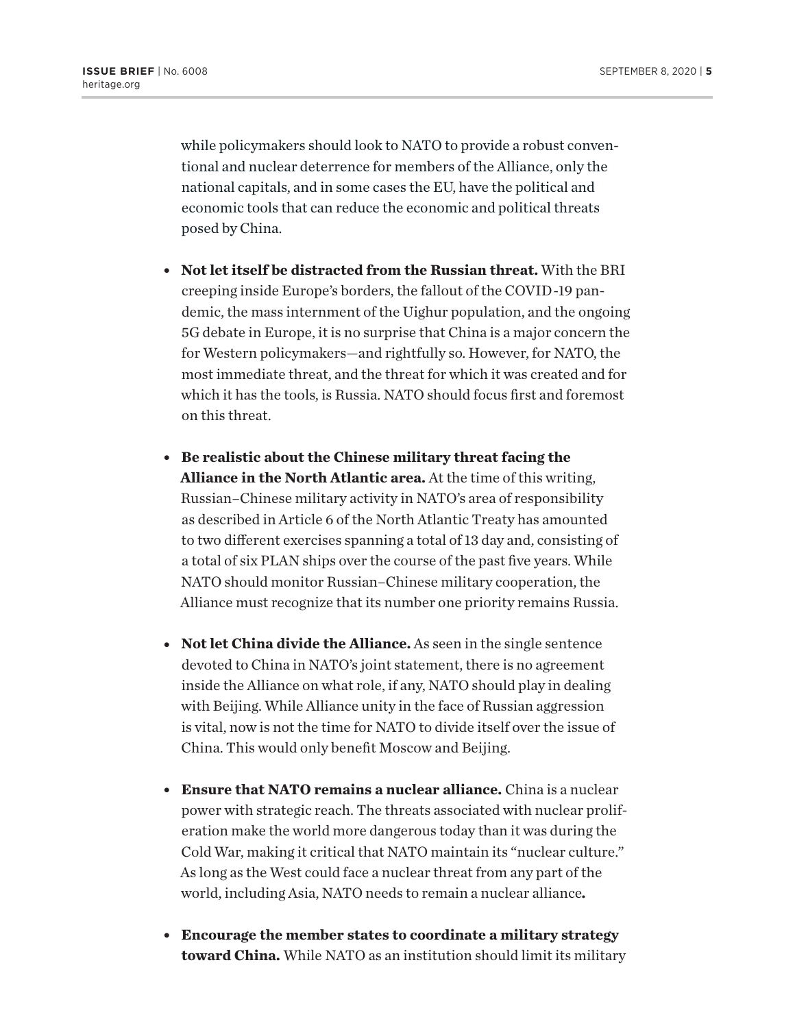while policymakers should look to NATO to provide a robust conventional and nuclear deterrence for members of the Alliance, only the national capitals, and in some cases the EU, have the political and economic tools that can reduce the economic and political threats posed by China.

- **Not let itself be distracted from the Russian threat.** With the BRI creeping inside Europe's borders, the fallout of the COVID-19 pandemic, the mass internment of the Uighur population, and the ongoing 5G debate in Europe, it is no surprise that China is a major concern the for Western policymakers—and rightfully so. However, for NATO, the most immediate threat, and the threat for which it was created and for which it has the tools, is Russia. NATO should focus first and foremost on this threat.

- **Be realistic about the Chinese military threat facing the Alliance in the North Atlantic area.** At the time of this writing, Russian–Chinese military activity in NATO's area of responsibility as described in Article 6 of the North Atlantic Treaty has amounted to two different exercises spanning a total of 13 day and, consisting of a total of six PLAN ships over the course of the past five years. While NATO should monitor Russian–Chinese military cooperation, the Alliance must recognize that its number one priority remains Russia.

- **Not let China divide the Alliance.** As seen in the single sentence devoted to China in NATO's joint statement, there is no agreement inside the Alliance on what role, if any, NATO should play in dealing with Beijing. While Alliance unity in the face of Russian aggression is vital, now is not the time for NATO to divide itself over the issue of China. This would only benefit Moscow and Beijing.

- **Ensure that NATO remains a nuclear alliance.** China is a nuclear power with strategic reach. The threats associated with nuclear proliferation make the world more dangerous today than it was during the Cold War, making it critical that NATO maintain its "nuclear culture." As long as the West could face a nuclear threat from any part of the world, including Asia, NATO needs to remain a nuclear alliance**.**

- **Encourage the member states to coordinate a military strategy toward China.** While NATO as an institution should limit its military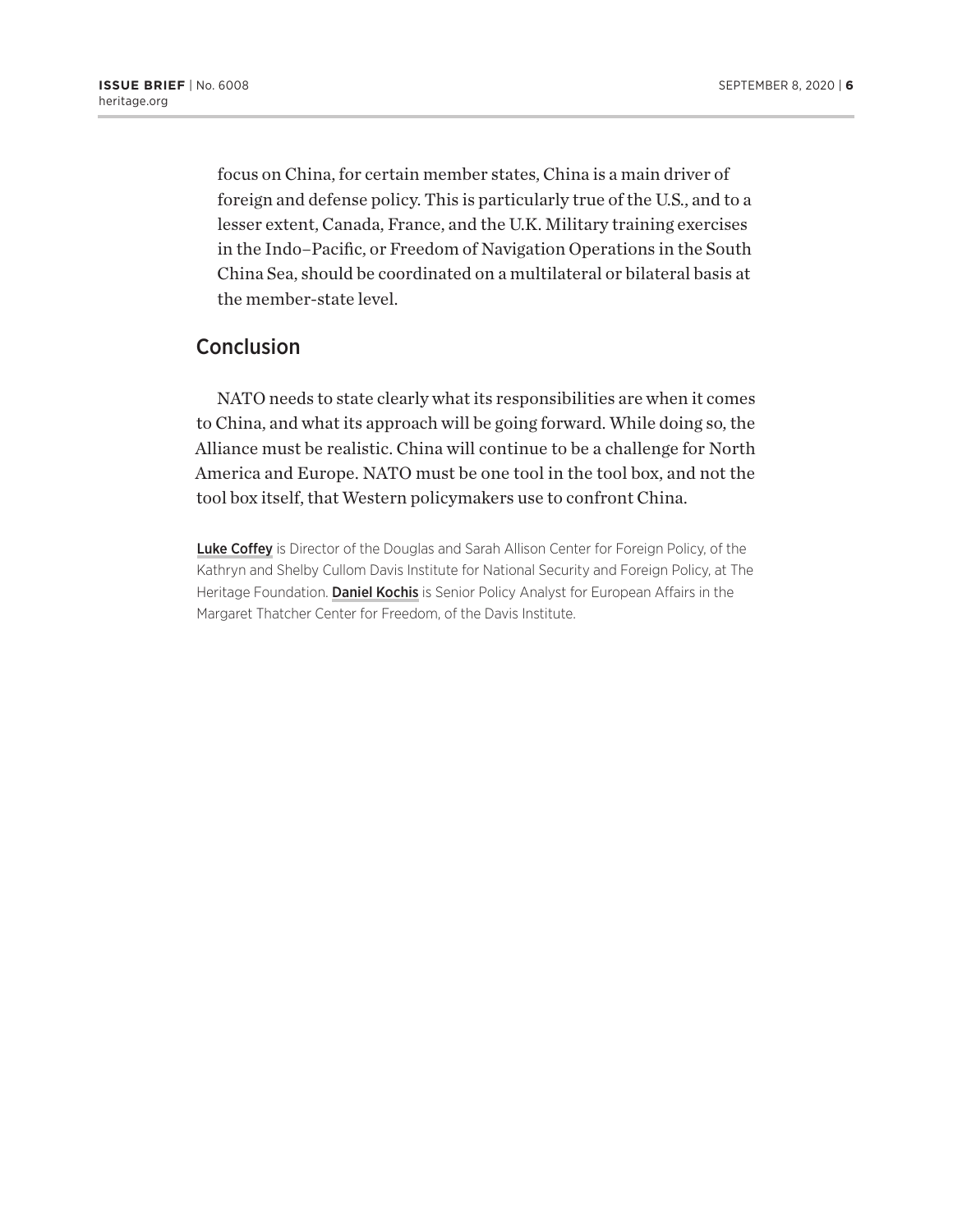focus on China, for certain member states, China is a main driver of foreign and defense policy. This is particularly true of the U.S., and to a lesser extent, Canada, France, and the U.K. Military training exercises in the Indo–Pacific, or Freedom of Navigation Operations in the South China Sea, should be coordinated on a multilateral or bilateral basis at the member-state level.

## Conclusion

NATO needs to state clearly what its responsibilities are when it comes to China, and what its approach will be going forward. While doing so, the Alliance must be realistic. China will continue to be a challenge for North America and Europe. NATO must be one tool in the tool box, and not the tool box itself, that Western policymakers use to confront China.

**Luke Coffey** is Director of the Douglas and Sarah Allison Center for Foreign Policy, of the Kathryn and Shelby Cullom Davis Institute for National Security and Foreign Policy, at The Heritage Foundation. **Daniel Kochis** is Senior Policy Analyst for European Affairs in the Margaret Thatcher Center for Freedom, of the Davis Institute.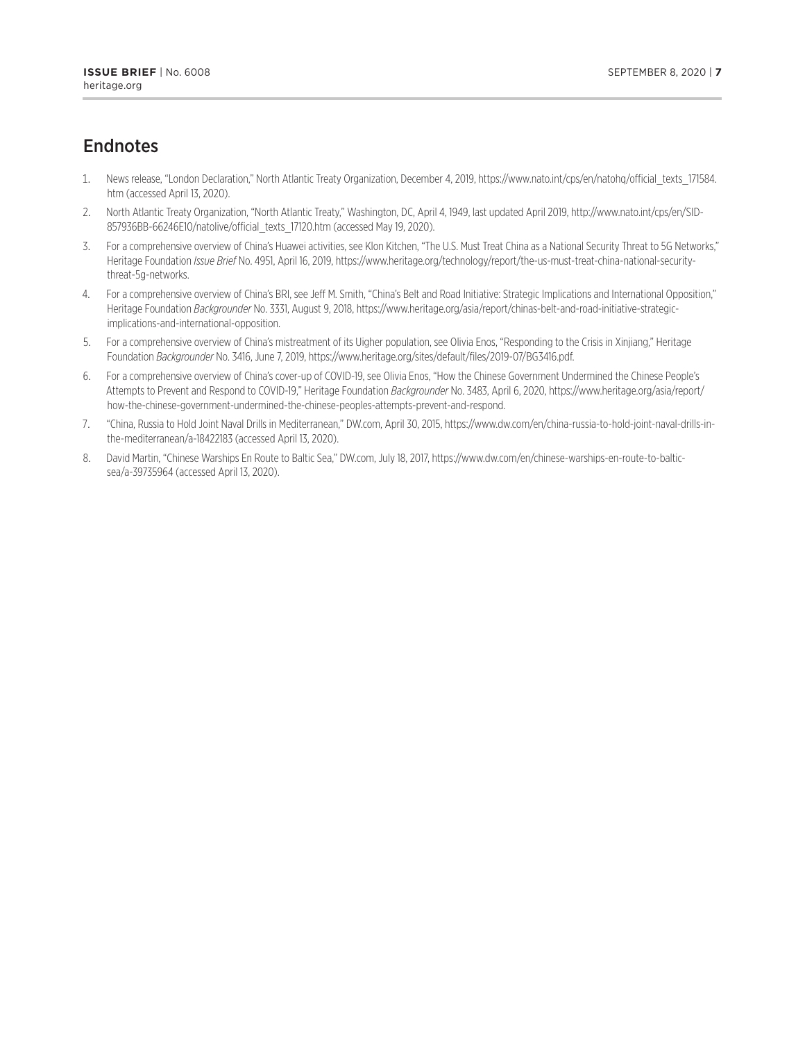## Endnotes

1. News release, "London Declaration," North Atlantic Treaty Organization, December 4, 2019, https://www.nato.int/cps/en/natohq/official_texts_171584.htm (accessed April 13, 2020).
2. North Atlantic Treaty Organization, "North Atlantic Treaty," Washington, DC, April 4, 1949, last updated April 2019, http://www.nato.int/cps/en/SID-857936BB-66246E10/natolive/official_texts_17120.htm (accessed May 19, 2020).
3. For a comprehensive overview of China's Huawei activities, see Klon Kitchen, "The U.S. Must Treat China as a National Security Threat to 5G Networks," Heritage Foundation *Issue Brief* No. 4951, April 16, 2019, https://www.heritage.org/technology/report/the-us-must-treat-china-national-security-threat-5g-networks.
4. For a comprehensive overview of China's BRI, see Jeff M. Smith, "China's Belt and Road Initiative: Strategic Implications and International Opposition," Heritage Foundation *Backgrounder* No. 3331, August 9, 2018, https://www.heritage.org/asia/report/chinas-belt-and-road-initiative-strategic-implications-and-international-opposition.
5. For a comprehensive overview of China's mistreatment of its Uigher population, see Olivia Enos, "Responding to the Crisis in Xinjiang," Heritage Foundation *Backgrounder* No. 3416, June 7, 2019, https://www.heritage.org/sites/default/files/2019-07/BG3416.pdf.
6. For a comprehensive overview of China's cover-up of COVID-19, see Olivia Enos, "How the Chinese Government Undermined the Chinese People's Attempts to Prevent and Respond to COVID-19," Heritage Foundation *Backgrounder* No. 3483, April 6, 2020, https://www.heritage.org/asia/report/how-the-chinese-government-undermined-the-chinese-peoples-attempts-prevent-and-respond.
7. "China, Russia to Hold Joint Naval Drills in Mediterranean," DW.com, April 30, 2015, https://www.dw.com/en/china-russia-to-hold-joint-naval-drills-in-the-mediterranean/a-18422183 (accessed April 13, 2020).
8. David Martin, "Chinese Warships En Route to Baltic Sea," DW.com, July 18, 2017, https://www.dw.com/en/chinese-warships-en-route-to-baltic-sea/a-39735964 (accessed April 13, 2020).